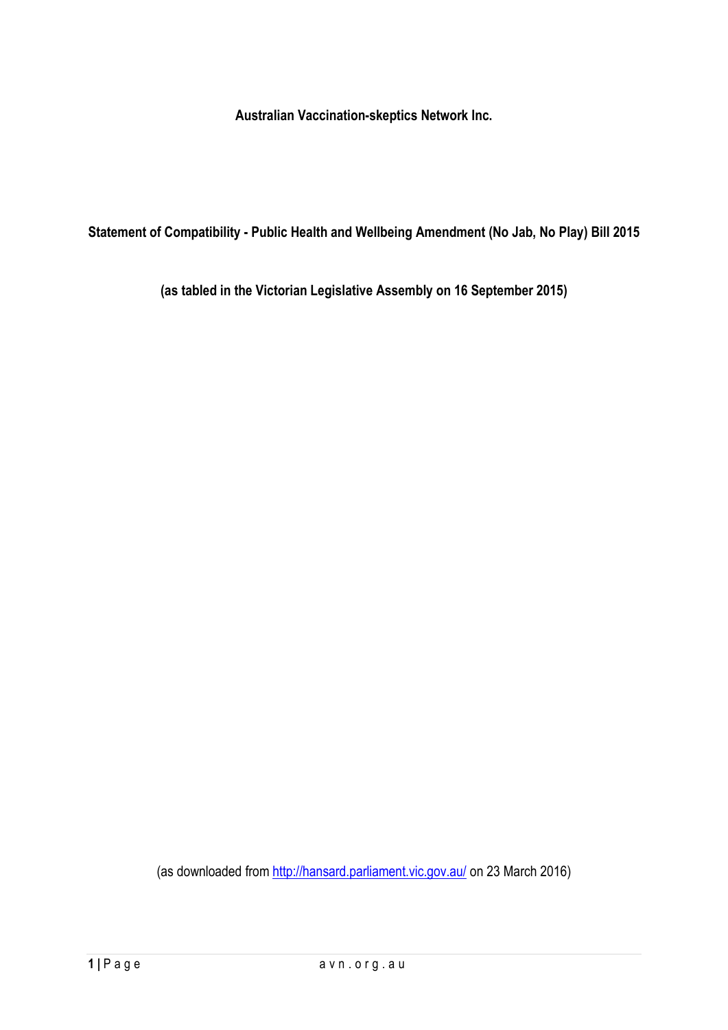**Australian Vaccination-skeptics Network Inc.**

**Statement of Compatibility - Public Health and Wellbeing Amendment (No Jab, No Play) Bill 2015**

**(as tabled in the Victorian Legislative Assembly on 16 September 2015)**

(as downloaded from [http://hansard.parliament.vic.gov.au/](http://hansard.parliament.vic.gov.au/) on 23 March 2016)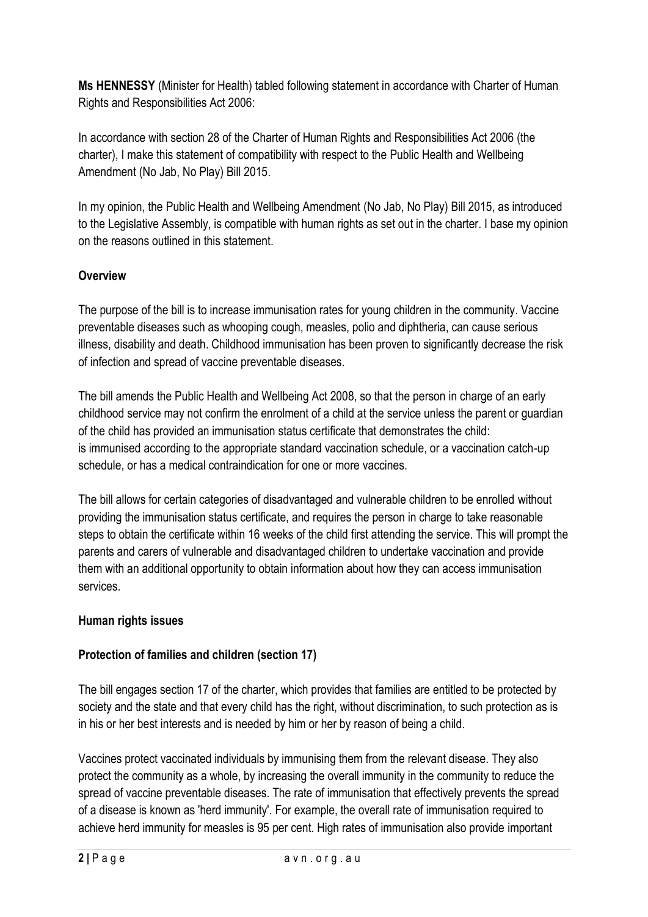**Ms HENNESSY** (Minister for Health) tabled following statement in accordance with Charter of Human Rights and Responsibilities Act 2006:

In accordance with section 28 of the Charter of Human Rights and Responsibilities Act 2006 (the charter), I make this statement of compatibility with respect to the Public Health and Wellbeing Amendment (No Jab, No Play) Bill 2015.

In my opinion, the Public Health and Wellbeing Amendment (No Jab, No Play) Bill 2015, as introduced to the Legislative Assembly, is compatible with human rights as set out in the charter. I base my opinion on the reasons outlined in this statement.

**Overview**

The purpose of the bill is to increase immunisation rates for young children in the community. Vaccine preventable diseases such as whooping cough, measles, polio and diphtheria, can cause serious illness, disability and death. Childhood immunisation has been proven to significantly decrease the risk of infection and spread of vaccine preventable diseases.

The bill amends the Public Health and Wellbeing Act 2008, so that the person in charge of an early childhood service may not confirm the enrolment of a child at the service unless the parent or guardian of the child has provided an immunisation status certificate that demonstrates the child: is immunised according to the appropriate standard vaccination schedule, or a vaccination catch-up schedule, or has a medical contraindication for one or more vaccines.

The bill allows for certain categories of disadvantaged and vulnerable children to be enrolled without providing the immunisation status certificate, and requires the person in charge to take reasonable steps to obtain the certificate within 16 weeks of the child first attending the service. This will prompt the parents and carers of vulnerable and disadvantaged children to undertake vaccination and provide them with an additional opportunity to obtain information about how they can access immunisation services.

**Human rights issues**

**Protection of families and children (section 17)**

The bill engages section 17 of the charter, which provides that families are entitled to be protected by society and the state and that every child has the right, without discrimination, to such protection as is in his or her best interests and is needed by him or her by reason of being a child.

Vaccines protect vaccinated individuals by immunising them from the relevant disease. They also protect the community as a whole, by increasing the overall immunity in the community to reduce the spread of vaccine preventable diseases. The rate of immunisation that effectively prevents the spread of a disease is known as 'herd immunity'. For example, the overall rate of immunisation required to achieve herd immunity for measles is 95 per cent. High rates of immunisation also provide important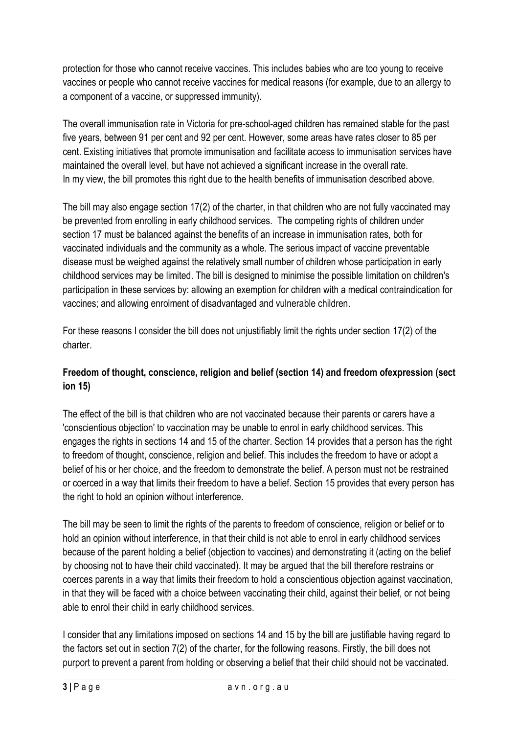protection for those who cannot receive vaccines. This includes babies who are too young to receive vaccines or people who cannot receive vaccines for medical reasons (for example, due to an allergy to a component of a vaccine, or suppressed immunity).

The overall immunisation rate in Victoria for pre-school-aged children has remained stable for the past five years, between 91 per cent and 92 per cent. However, some areas have rates closer to 85 per cent. Existing initiatives that promote immunisation and facilitate access to immunisation services have maintained the overall level, but have not achieved a significant increase in the overall rate.
In my view, the bill promotes this right due to the health benefits of immunisation described above.

The bill may also engage section 17(2) of the charter, in that children who are not fully vaccinated may be prevented from enrolling in early childhood services. The competing rights of children under section 17 must be balanced against the benefits of an increase in immunisation rates, both for vaccinated individuals and the community as a whole. The serious impact of vaccine preventable disease must be weighed against the relatively small number of children whose participation in early childhood services may be limited. The bill is designed to minimise the possible limitation on children's participation in these services by: allowing an exemption for children with a medical contraindication for vaccines; and allowing enrolment of disadvantaged and vulnerable children.

For these reasons I consider the bill does not unjustifiably limit the rights under section 17(2) of the charter.

**Freedom of thought, conscience, religion and belief (section 14) and freedom ofexpression (sect ion 15)**

The effect of the bill is that children who are not vaccinated because their parents or carers have a 'conscientious objection' to vaccination may be unable to enrol in early childhood services. This engages the rights in sections 14 and 15 of the charter. Section 14 provides that a person has the right to freedom of thought, conscience, religion and belief. This includes the freedom to have or adopt a belief of his or her choice, and the freedom to demonstrate the belief. A person must not be restrained or coerced in a way that limits their freedom to have a belief. Section 15 provides that every person has the right to hold an opinion without interference.

The bill may be seen to limit the rights of the parents to freedom of conscience, religion or belief or to hold an opinion without interference, in that their child is not able to enrol in early childhood services because of the parent holding a belief (objection to vaccines) and demonstrating it (acting on the belief by choosing not to have their child vaccinated). It may be argued that the bill therefore restrains or coerces parents in a way that limits their freedom to hold a conscientious objection against vaccination, in that they will be faced with a choice between vaccinating their child, against their belief, or not being able to enrol their child in early childhood services.

I consider that any limitations imposed on sections 14 and 15 by the bill are justifiable having regard to the factors set out in section 7(2) of the charter, for the following reasons. Firstly, the bill does not purport to prevent a parent from holding or observing a belief that their child should not be vaccinated.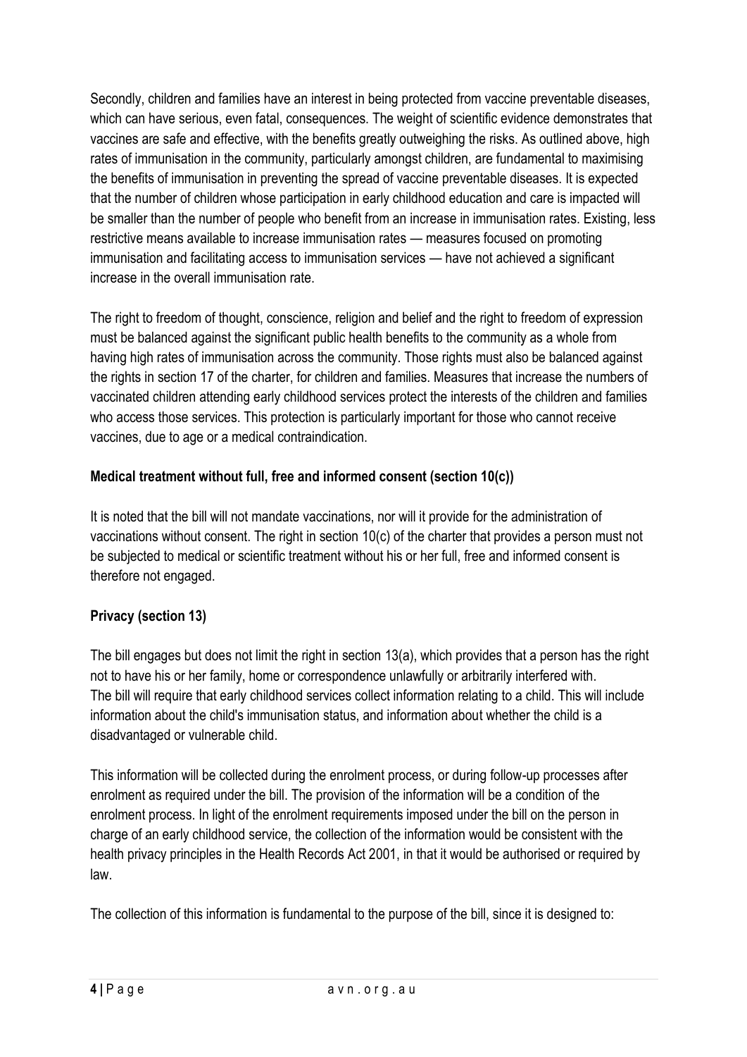Secondly, children and families have an interest in being protected from vaccine preventable diseases, which can have serious, even fatal, consequences. The weight of scientific evidence demonstrates that vaccines are safe and effective, with the benefits greatly outweighing the risks. As outlined above, high rates of immunisation in the community, particularly amongst children, are fundamental to maximising the benefits of immunisation in preventing the spread of vaccine preventable diseases. It is expected that the number of children whose participation in early childhood education and care is impacted will be smaller than the number of people who benefit from an increase in immunisation rates. Existing, less restrictive means available to increase immunisation rates — measures focused on promoting immunisation and facilitating access to immunisation services — have not achieved a significant increase in the overall immunisation rate.

The right to freedom of thought, conscience, religion and belief and the right to freedom of expression must be balanced against the significant public health benefits to the community as a whole from having high rates of immunisation across the community. Those rights must also be balanced against the rights in section 17 of the charter, for children and families. Measures that increase the numbers of vaccinated children attending early childhood services protect the interests of the children and families who access those services. This protection is particularly important for those who cannot receive vaccines, due to age or a medical contraindication.

**Medical treatment without full, free and informed consent (section 10(c))**

It is noted that the bill will not mandate vaccinations, nor will it provide for the administration of vaccinations without consent. The right in section 10(c) of the charter that provides a person must not be subjected to medical or scientific treatment without his or her full, free and informed consent is therefore not engaged.

**Privacy (section 13)**

The bill engages but does not limit the right in section 13(a), which provides that a person has the right not to have his or her family, home or correspondence unlawfully or arbitrarily interfered with.
The bill will require that early childhood services collect information relating to a child. This will include information about the child's immunisation status, and information about whether the child is a disadvantaged or vulnerable child.

This information will be collected during the enrolment process, or during follow-up processes after enrolment as required under the bill. The provision of the information will be a condition of the enrolment process. In light of the enrolment requirements imposed under the bill on the person in charge of an early childhood service, the collection of the information would be consistent with the health privacy principles in the Health Records Act 2001, in that it would be authorised or required by law.

The collection of this information is fundamental to the purpose of the bill, since it is designed to: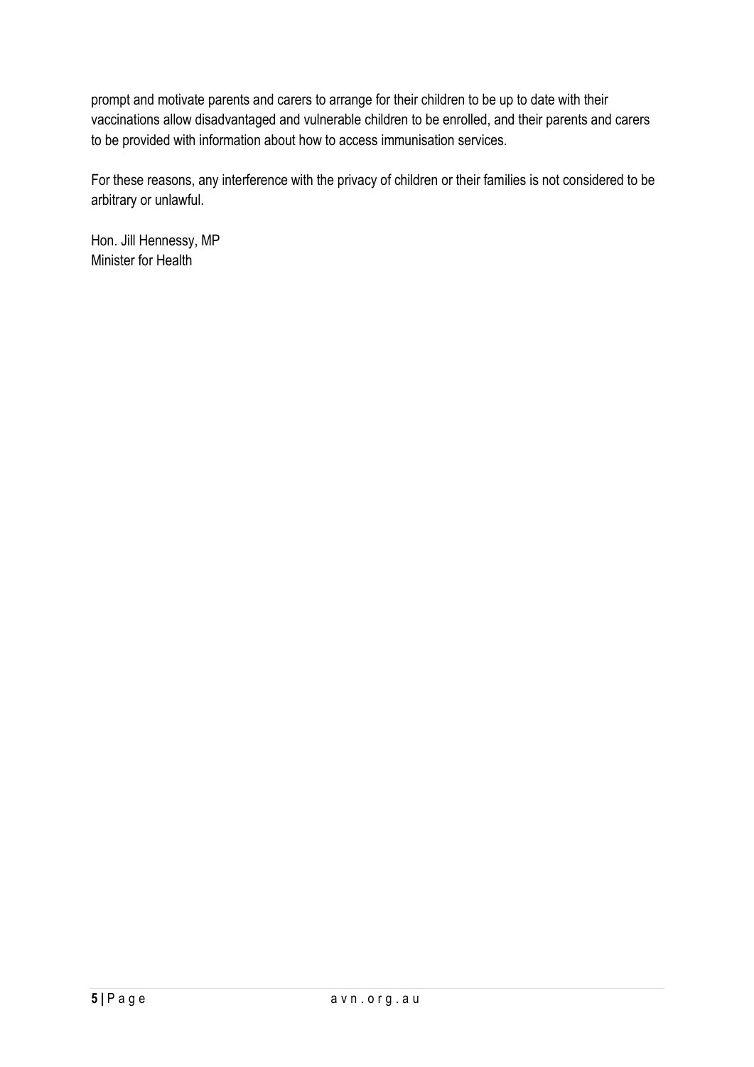prompt and motivate parents and carers to arrange for their children to be up to date with their vaccinations allow disadvantaged and vulnerable children to be enrolled, and their parents and carers to be provided with information about how to access immunisation services.

For these reasons, any interference with the privacy of children or their families is not considered to be arbitrary or unlawful.

Hon. Jill Hennessy, MP  
Minister for Health